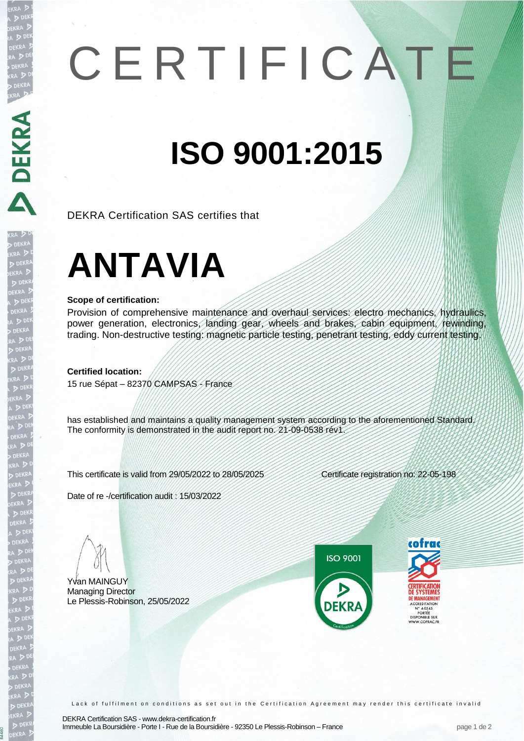# CERTIFICATE

# ISO 9001:2015

DEKRA Certification SAS certifies that

# ANTAVIA

**Scope of certification:**

Provision of comprehensive maintenance and overhaul services: electro mechanics, hydraulics, power generation, electronics, landing gear, wheels and brakes, cabin equipment, rewinding, trading. Non-destructive testing: magnetic particle testing, penetrant testing, eddy current testing.

**Certified location:**

15 rue Sépat – 82370 CAMPSAS - France

has established and maintains a quality management system according to the aforementioned Standard. The conformity is demonstrated in the audit report no. 21-09-0538 rév1.

This certificate is valid from 29/05/2022 to 28/05/2025

Certificate registration no: 22-05-198

Date of re -/certification audit : 15/03/2022

Yvan MAINGUY
Managing Director
Le Plessis-Robinson, 25/05/2022

ISO 9001 DEKRA Certification

cofrac CERTIFICATION DE SYSTEMES DE MANAGEMENT ACCREDITATION N° 4-0545 PORTÉE DISPONIBLE SUR WWW.COFRAC.FR

Lack of fulfilment on conditions as set out in the Certification Agreement may render this certificate invalid

DEKRA Certification SAS - www.dekra-certification.fr
Immeuble La Boursidière - Porte I - Rue de la Boursidière - 92350 Le Plessis-Robinson – France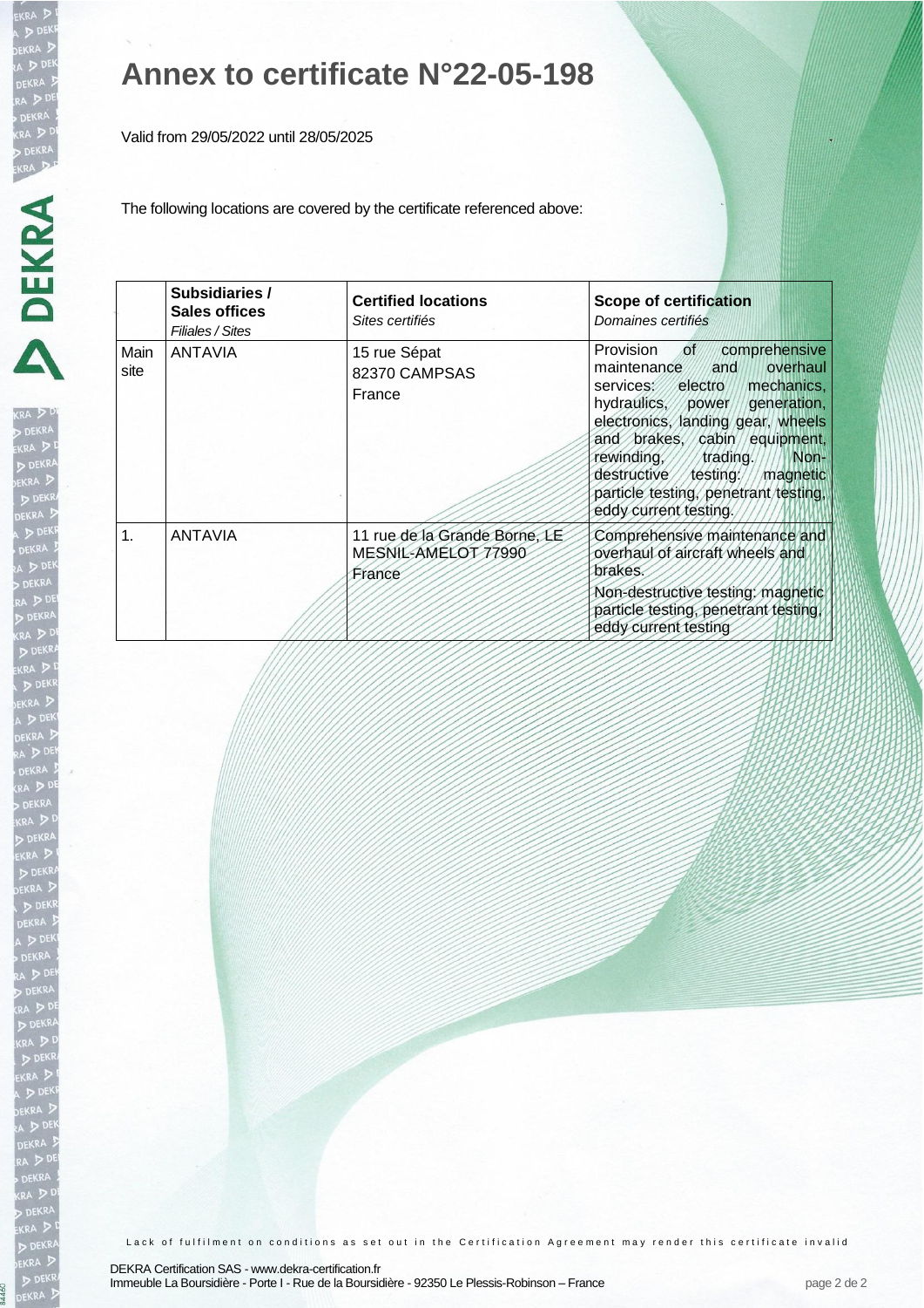# Annex to certificate N°22-05-198

Valid from 29/05/2022 until 28/05/2025

The following locations are covered by the certificate referenced above:

| | **Subsidiaries / Sales offices** *Filiales / Sites* | **Certified locations** *Sites certifiés* | **Scope of certification** *Domaines certifiés* |
|---|---|---|---|
| Main site | ANTAVIA | 15 rue Sépat<br>82370 CAMPSAS<br>France | Provision of comprehensive maintenance and overhaul services: electro mechanics, hydraulics, power generation, electronics, landing gear, wheels and brakes, cabin equipment, rewinding, trading. Non-destructive testing: magnetic particle testing, penetrant testing, eddy current testing. |
| 1. | ANTAVIA | 11 rue de la Grande Borne, LE MESNIL-AMELOT 77990<br>France | Comprehensive maintenance and overhaul of aircraft wheels and brakes.<br>Non-destructive testing: magnetic particle testing, penetrant testing, eddy current testing |

Lack of fulfilment on conditions as set out in the Certification Agreement may render this certificate invalid

DEKRA Certification SAS - www.dekra-certification.fr
Immeuble La Boursidière - Porte I - Rue de la Boursidière - 92350 Le Plessis-Robinson – France